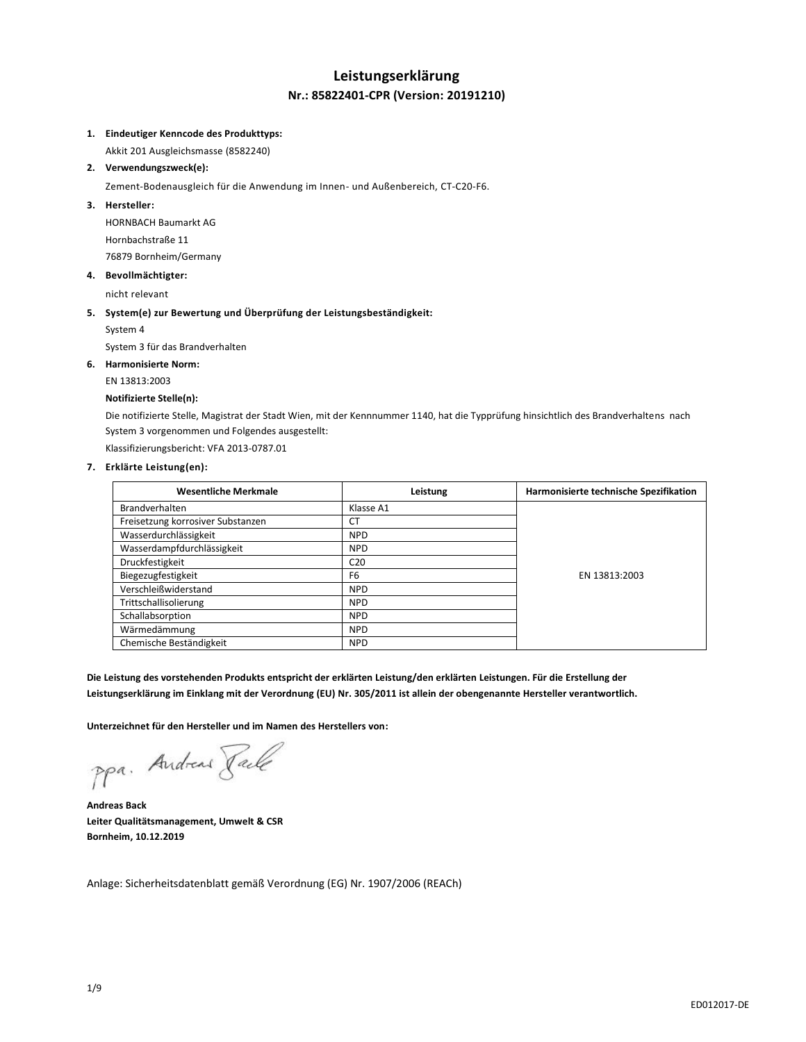# Leistungserklärung

## Nr.: 85822401-CPR (Version: 20191210)

1. **Eindeutiger Kenncode des Produkttyps:**

   Akkit 201 Ausgleichsmasse (8582240)

2. **Verwendungszweck(e):**

   Zement-Bodenausgleich für die Anwendung im Innen- und Außenbereich, CT-C20-F6.

3. **Hersteller:**

   HORNBACH Baumarkt AG

   Hornbachstraße 11

   76879 Bornheim/Germany

4. **Bevollmächtigter:**

   nicht relevant

5. **System(e) zur Bewertung und Überprüfung der Leistungsbeständigkeit:**

   System 4

   System 3 für das Brandverhalten

6. **Harmonisierte Norm:**

   EN 13813:2003

   **Notifizierte Stelle(n):**

   Die notifizierte Stelle, Magistrat der Stadt Wien, mit der Kennnummer 1140, hat die Typprüfung hinsichtlich des Brandverhaltens nach System 3 vorgenommen und Folgendes ausgestellt:

   Klassifizierungsbericht: VFA 2013-0787.01

7. **Erklärte Leistung(en):**

| Wesentliche Merkmale | Leistung | Harmonisierte technische Spezifikation |
|---|---|---|
| Brandverhalten | Klasse A1 | EN 13813:2003 |
| Freisetzung korrosiver Substanzen | CT | |
| Wasserdurchlässigkeit | NPD | |
| Wasserdampfdurchlässigkeit | NPD | |
| Druckfestigkeit | C20 | |
| Biegezugfestigkeit | F6 | |
| Verschleißwiderstand | NPD | |
| Trittschallisolierung | NPD | |
| Schallabsorption | NPD | |
| Wärmedämmung | NPD | |
| Chemische Beständigkeit | NPD | |

**Die Leistung des vorstehenden Produkts entspricht der erklärten Leistung/den erklärten Leistungen. Für die Erstellung der Leistungserklärung im Einklang mit der Verordnung (EU) Nr. 305/2011 ist allein der obengenannte Hersteller verantwortlich.**

**Unterzeichnet für den Hersteller und im Namen des Herstellers von:**

ppa. Andreas Back

**Andreas Back**
**Leiter Qualitätsmanagement, Umwelt & CSR**
**Bornheim, 10.12.2019**

Anlage: Sicherheitsdatenblatt gemäß Verordnung (EG) Nr. 1907/2006 (REACh)

ED012017-DE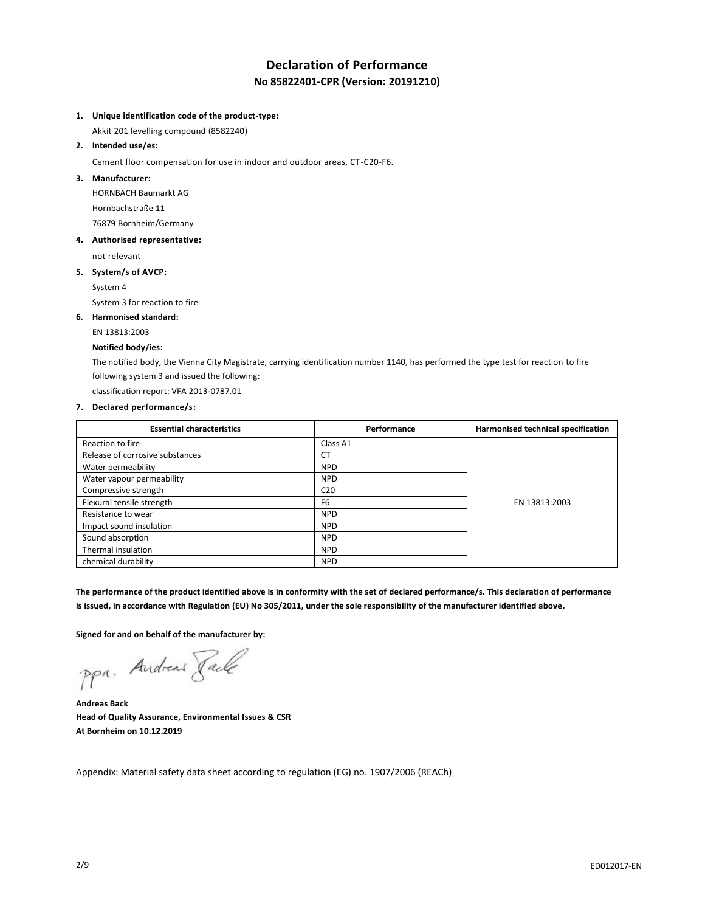# Declaration of Performance

## No 85822401-CPR (Version: 20191210)

1. **Unique identification code of the product-type:**

   Akkit 201 levelling compound (8582240)

2. **Intended use/es:**

   Cement floor compensation for use in indoor and outdoor areas, CT-C20-F6.

3. **Manufacturer:**

   HORNBACH Baumarkt AG

   Hornbachstraße 11

   76879 Bornheim/Germany

4. **Authorised representative:**

   not relevant

5. **System/s of AVCP:**

   System 4

   System 3 for reaction to fire

6. **Harmonised standard:**

   EN 13813:2003

   **Notified body/ies:**

   The notified body, the Vienna City Magistrate, carrying identification number 1140, has performed the type test for reaction to fire following system 3 and issued the following:

   classification report: VFA 2013-0787.01

7. **Declared performance/s:**

| Essential characteristics | Performance | Harmonised technical specification |
|---|---|---|
| Reaction to fire | Class A1 | EN 13813:2003 |
| Release of corrosive substances | CT | |
| Water permeability | NPD | |
| Water vapour permeability | NPD | |
| Compressive strength | C20 | |
| Flexural tensile strength | F6 | |
| Resistance to wear | NPD | |
| Impact sound insulation | NPD | |
| Sound absorption | NPD | |
| Thermal insulation | NPD | |
| chemical durability | NPD | |

**The performance of the product identified above is in conformity with the set of declared performance/s. This declaration of performance is issued, in accordance with Regulation (EU) No 305/2011, under the sole responsibility of the manufacturer identified above.**

**Signed for and on behalf of the manufacturer by:**

ppa. Andreas Back

**Andreas Back**
**Head of Quality Assurance, Environmental Issues & CSR**
**At Bornheim on 10.12.2019**

Appendix: Material safety data sheet according to regulation (EG) no. 1907/2006 (REACh)

ED012017-EN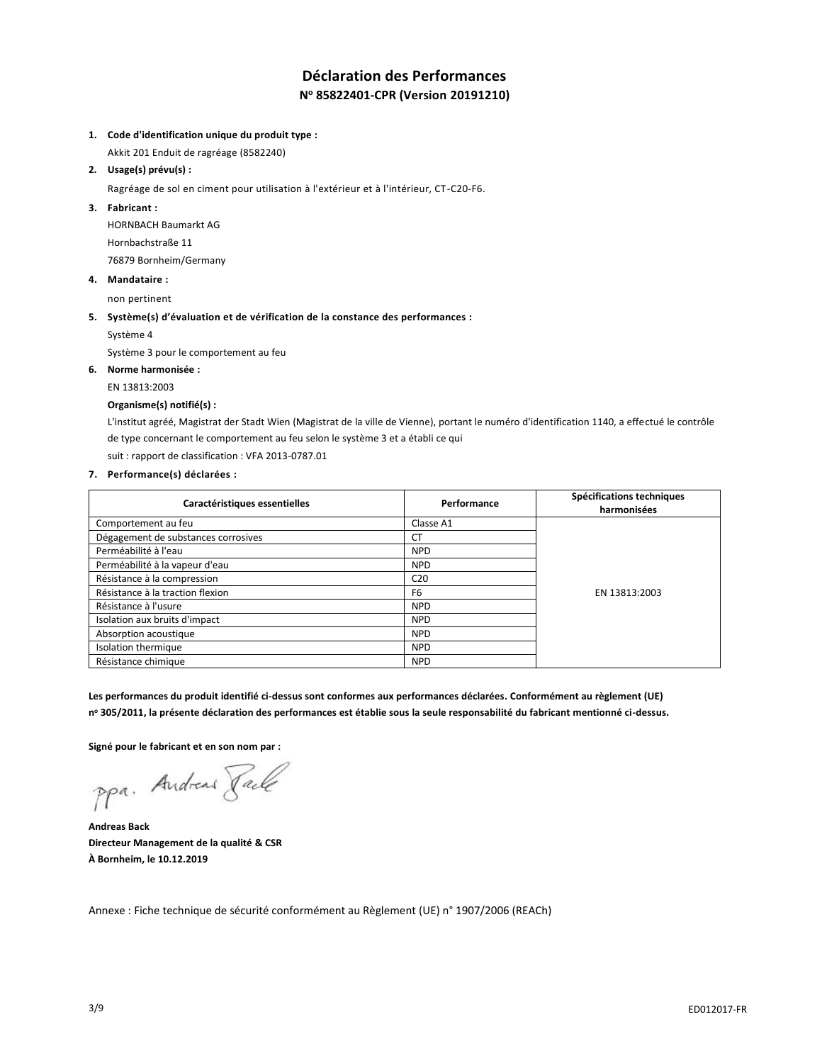# Déclaration des Performances

## N° 85822401-CPR (Version 20191210)

1. **Code d'identification unique du produit type :**

   Akkit 201 Enduit de ragréage (8582240)

2. **Usage(s) prévu(s) :**

   Ragréage de sol en ciment pour utilisation à l'extérieur et à l'intérieur, CT-C20-F6.

3. **Fabricant :**

   HORNBACH Baumarkt AG

   Hornbachstraße 11

   76879 Bornheim/Germany

4. **Mandataire :**

   non pertinent

5. **Système(s) d'évaluation et de vérification de la constance des performances :**

   Système 4

   Système 3 pour le comportement au feu

6. **Norme harmonisée :**

   EN 13813:2003

   **Organisme(s) notifié(s) :**

   L'institut agréé, Magistrat der Stadt Wien (Magistrat de la ville de Vienne), portant le numéro d'identification 1140, a effectué le contrôle de type concernant le comportement au feu selon le système 3 et a établi ce qui suit : rapport de classification : VFA 2013-0787.01

7. **Performance(s) déclarées :**

| Caractéristiques essentielles | Performance | Spécifications techniques harmonisées |
|---|---|---|
| Comportement au feu | Classe A1 | EN 13813:2003 |
| Dégagement de substances corrosives | CT | |
| Perméabilité à l'eau | NPD | |
| Perméabilité à la vapeur d'eau | NPD | |
| Résistance à la compression | C20 | |
| Résistance à la traction flexion | F6 | |
| Résistance à l'usure | NPD | |
| Isolation aux bruits d'impact | NPD | |
| Absorption acoustique | NPD | |
| Isolation thermique | NPD | |
| Résistance chimique | NPD | |

**Les performances du produit identifié ci-dessus sont conformes aux performances déclarées. Conformément au règlement (UE) n° 305/2011, la présente déclaration des performances est établie sous la seule responsabilité du fabricant mentionné ci-dessus.**

**Signé pour le fabricant et en son nom par :**

ppa. Andreas Back

**Andreas Back**
**Directeur Management de la qualité & CSR**
**À Bornheim, le 10.12.2019**

Annexe : Fiche technique de sécurité conformément au Règlement (UE) n° 1907/2006 (REACh)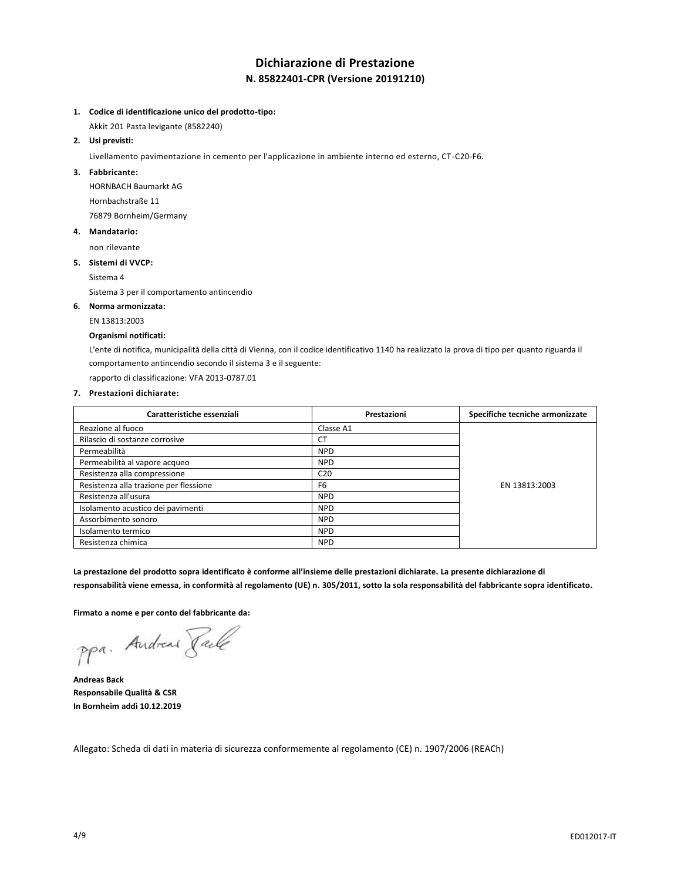# Dichiarazione di Prestazione

## N. 85822401-CPR (Versione 20191210)

1. **Codice di identificazione unico del prodotto-tipo:**

   Akkit 201 Pasta levigante (8582240)

2. **Usi previsti:**

   Livellamento pavimentazione in cemento per l'applicazione in ambiente interno ed esterno, CT-C20-F6.

3. **Fabbricante:**

   HORNBACH Baumarkt AG

   Hornbachstraße 11

   76879 Bornheim/Germany

4. **Mandatario:**

   non rilevante

5. **Sistemi di VVCP:**

   Sistema 4

   Sistema 3 per il comportamento antincendio

6. **Norma armonizzata:**

   EN 13813:2003

   **Organismi notificati:**

   L'ente di notifica, municipalità della città di Vienna, con il codice identificativo 1140 ha realizzato la prova di tipo per quanto riguarda il comportamento antincendio secondo il sistema 3 e il seguente:

   rapporto di classificazione: VFA 2013-0787.01

7. **Prestazioni dichiarate:**

| Caratteristiche essenziali | Prestazioni | Specifiche tecniche armonizzate |
|---|---|---|
| Reazione al fuoco | Classe A1 | EN 13813:2003 |
| Rilascio di sostanze corrosive | CT | |
| Permeabilità | NPD | |
| Permeabilità al vapore acqueo | NPD | |
| Resistenza alla compressione | C20 | |
| Resistenza alla trazione per flessione | F6 | |
| Resistenza all'usura | NPD | |
| Isolamento acustico dei pavimenti | NPD | |
| Assorbimento sonoro | NPD | |
| Isolamento termico | NPD | |
| Resistenza chimica | NPD | |

**La prestazione del prodotto sopra identificato è conforme all'insieme delle prestazioni dichiarate. La presente dichiarazione di responsabilità viene emessa, in conformità al regolamento (UE) n. 305/2011, sotto la sola responsabilità del fabbricante sopra identificato.**

**Firmato a nome e per conto del fabbricante da:**

ppa. Andreas Back

**Andreas Back**
**Responsabile Qualità & CSR**
**In Bornheim addì 10.12.2019**

Allegato: Scheda di dati in materia di sicurezza conformemente al regolamento (CE) n. 1907/2006 (REACh)

ED012017-IT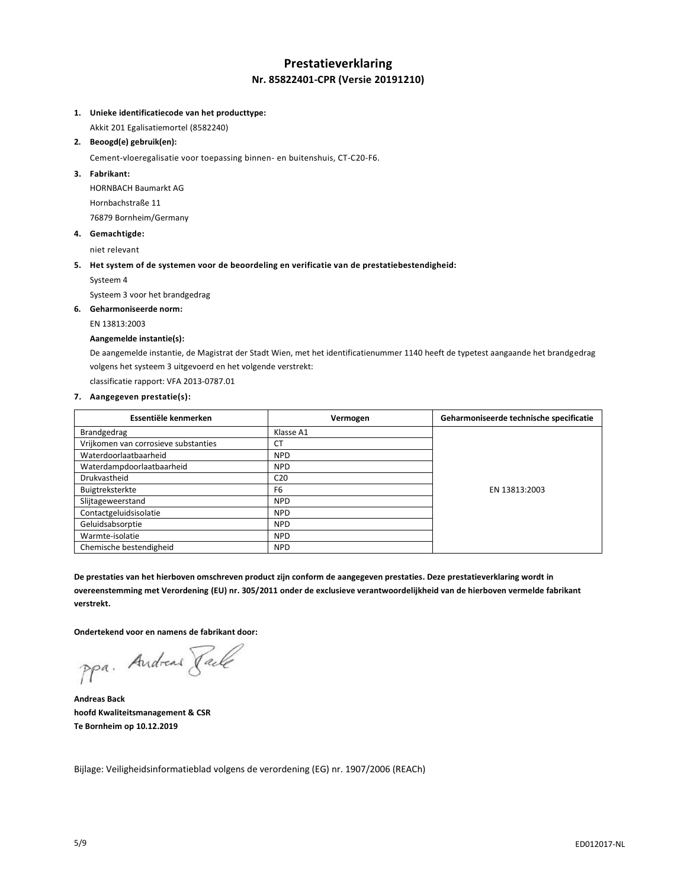# Prestatieverklaring

## Nr. 85822401-CPR (Versie 20191210)

1. **Unieke identificatiecode van het producttype:**

   Akkit 201 Egalisatiemortel (8582240)

2. **Beoogd(e) gebruik(en):**

   Cement-vloeregalisatie voor toepassing binnen- en buitenshuis, CT-C20-F6.

3. **Fabrikant:**

   HORNBACH Baumarkt AG

   Hornbachstraße 11

   76879 Bornheim/Germany

4. **Gemachtigde:**

   niet relevant

5. **Het system of de systemen voor de beoordeling en verificatie van de prestatiebestendigheid:**

   Systeem 4

   Systeem 3 voor het brandgedrag

6. **Geharmoniseerde norm:**

   EN 13813:2003

   **Aangemelde instantie(s):**

   De aangemelde instantie, de Magistrat der Stadt Wien, met het identificatienummer 1140 heeft de typetest aangaande het brandgedrag volgens het systeem 3 uitgevoerd en het volgende verstrekt:

   classificatie rapport: VFA 2013-0787.01

7. **Aangegeven prestatie(s):**

| Essentiële kenmerken | Vermogen | Geharmoniseerde technische specificatie |
|---|---|---|
| Brandgedrag | Klasse A1 | EN 13813:2003 |
| Vrijkomen van corrosieve substanties | CT | |
| Waterdoorlaatbaarheid | NPD | |
| Waterdampdoorlaatbaarheid | NPD | |
| Drukvastheid | C20 | |
| Buigtreksterkte | F6 | |
| Slijtageweerstand | NPD | |
| Contactgeluidsisolatie | NPD | |
| Geluidsabsorptie | NPD | |
| Warmte-isolatie | NPD | |
| Chemische bestendigheid | NPD | |

**De prestaties van het hierboven omschreven product zijn conform de aangegeven prestaties. Deze prestatieverklaring wordt in overeenstemming met Verordening (EU) nr. 305/2011 onder de exclusieve verantwoordelijkheid van de hierboven vermelde fabrikant verstrekt.**

**Ondertekend voor en namens de fabrikant door:**

ppa. Andreas Back

**Andreas Back**
**hoofd Kwaliteitsmanagement & CSR**
**Te Bornheim op 10.12.2019**

Bijlage: Veiligheidsinformatieblad volgens de verordening (EG) nr. 1907/2006 (REACh)

ED012017-NL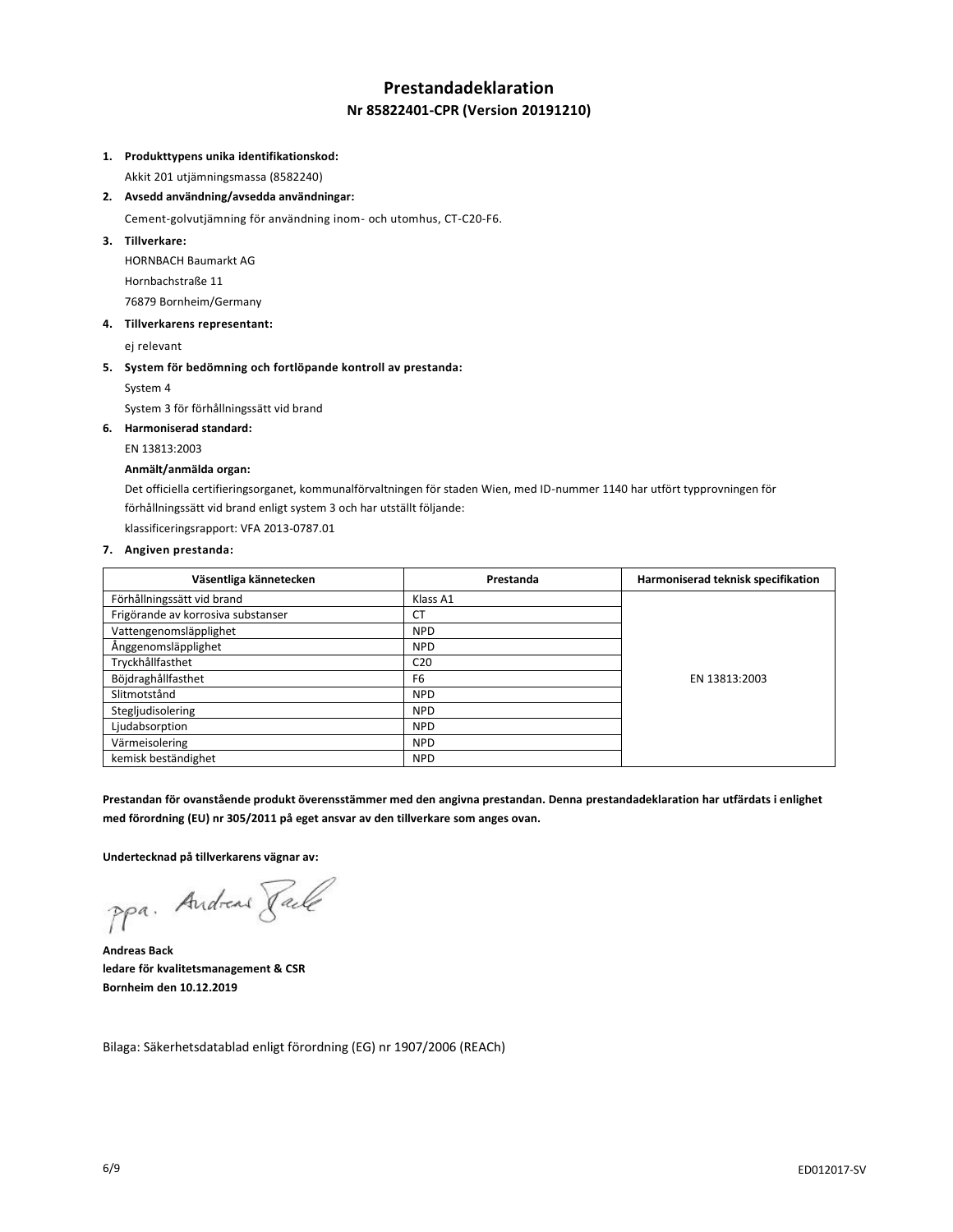# Prestandadeklaration

## Nr 85822401-CPR (Version 20191210)

1. **Produkttypens unika identifikationskod:**
   Akkit 201 utjämningsmassa (8582240)
2. **Avsedd användning/avsedda användningar:**
   Cement-golvutjämning för användning inom- och utomhus, CT-C20-F6.
3. **Tillverkare:**
   HORNBACH Baumarkt AG
   Hornbachstraße 11
   76879 Bornheim/Germany
4. **Tillverkarens representant:**
   ej relevant
5. **System för bedömning och fortlöpande kontroll av prestanda:**
   System 4
   System 3 för förhållningssätt vid brand
6. **Harmoniserad standard:**
   EN 13813:2003

   **Anmält/anmälda organ:**
   Det officiella certifieringsorganet, kommunalförvaltningen för staden Wien, med ID-nummer 1140 har utfört typprovningen för förhållningssätt vid brand enligt system 3 och har utställt följande:
   klassificeringsrapport: VFA 2013-0787.01
7. **Angiven prestanda:**

| Väsentliga kännetecken | Prestanda | Harmoniserad teknisk specifikation |
|---|---|---|
| Förhållningssätt vid brand | Klass A1 | EN 13813:2003 |
| Frigörande av korrosiva substanser | CT | |
| Vattengenomsläpplighet | NPD | |
| Ånggenomsläpplighet | NPD | |
| Tryckhållfasthet | C20 | |
| Böjdraghållfasthet | F6 | |
| Slitmotstånd | NPD | |
| Stegljudisolering | NPD | |
| Ljudabsorption | NPD | |
| Värmeisolering | NPD | |
| kemisk beständighet | NPD | |

**Prestandan för ovanstående produkt överensstämmer med den angivna prestandan. Denna prestandadeklaration har utfärdats i enlighet med förordning (EU) nr 305/2011 på eget ansvar av den tillverkare som anges ovan.**

**Undertecknad på tillverkarens vägnar av:**

ppa. Andreas Back

**Andreas Back**
**ledare för kvalitetsmanagement & CSR**
**Bornheim den 10.12.2019**

Bilaga: Säkerhetsdatablad enligt förordning (EG) nr 1907/2006 (REACh)

ED012017-SV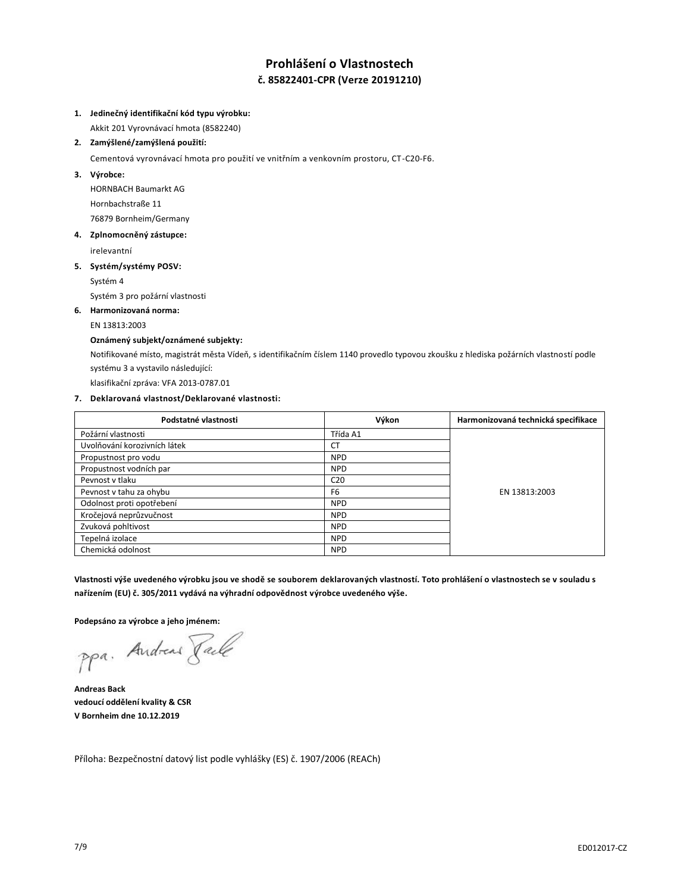# Prohlášení o Vlastnostech

## č. 85822401-CPR (Verze 20191210)

1. **Jedinečný identifikační kód typu výrobku:**

   Akkit 201 Vyrovnávací hmota (8582240)

2. **Zamýšlené/zamýšlená použití:**

   Cementová vyrovnávací hmota pro použití ve vnitřním a venkovním prostoru, CT-C20-F6.

3. **Výrobce:**

   HORNBACH Baumarkt AG

   Hornbachstraße 11

   76879 Bornheim/Germany

4. **Zplnomocněný zástupce:**

   irelevantní

5. **Systém/systémy POSV:**

   Systém 4

   Systém 3 pro požární vlastnosti

6. **Harmonizovaná norma:**

   EN 13813:2003

   **Oznámený subjekt/oznámené subjekty:**

   Notifikované místo, magistrát města Vídeň, s identifikačním číslem 1140 provedlo typovou zkoušku z hlediska požárních vlastností podle systému 3 a vystavilo následující:

   klasifikační zpráva: VFA 2013-0787.01

7. **Deklarovaná vlastnost/Deklarované vlastnosti:**

| Podstatné vlastnosti | Výkon | Harmonizovaná technická specifikace |
| --- | --- | --- |
| Požární vlastnosti | Třída A1 | EN 13813:2003 |
| Uvolňování korozivních látek | CT | |
| Propustnost pro vodu | NPD | |
| Propustnost vodních par | NPD | |
| Pevnost v tlaku | C20 | |
| Pevnost v tahu za ohybu | F6 | |
| Odolnost proti opotřebení | NPD | |
| Kročejová neprůzvučnost | NPD | |
| Zvuková pohltivost | NPD | |
| Tepelná izolace | NPD | |
| Chemická odolnost | NPD | |

**Vlastnosti výše uvedeného výrobku jsou ve shodě se souborem deklarovaných vlastností. Toto prohlášení o vlastnostech se v souladu s nařízením (EU) č. 305/2011 vydává na výhradní odpovědnost výrobce uvedeného výše.**

**Podepsáno za výrobce a jeho jménem:**

ppa. Andreas Back

**Andreas Back**
**vedoucí oddělení kvality & CSR**
**V Bornheim dne 10.12.2019**

Příloha: Bezpečnostní datový list podle vyhlášky (ES) č. 1907/2006 (REACh)

ED012017-CZ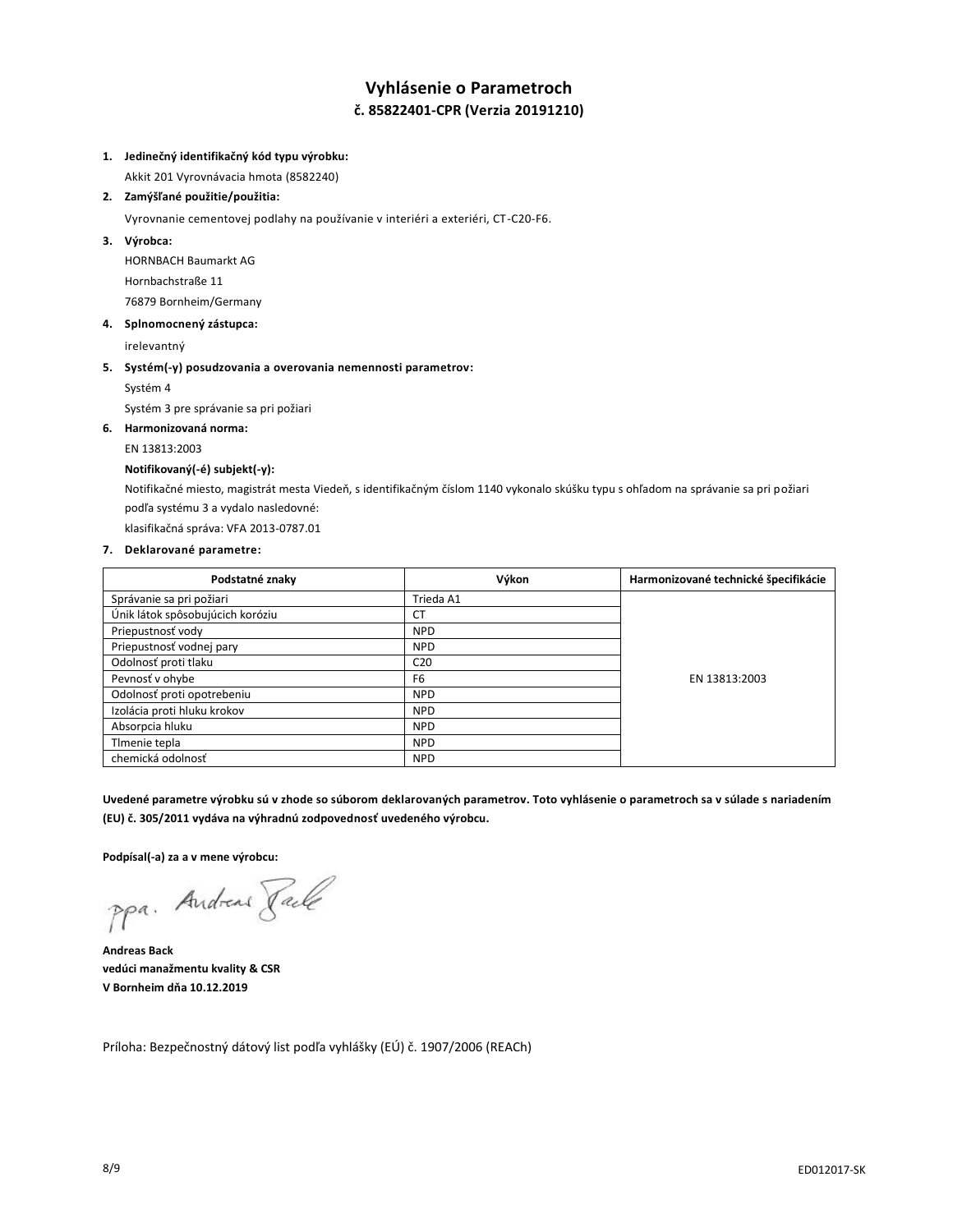# Vyhlásenie o Parametroch

## č. 85822401-CPR (Verzia 20191210)

1. **Jedinečný identifikačný kód typu výrobku:**
   Akkit 201 Vyrovnávacia hmota (8582240)
2. **Zamýšľané použitie/použitia:**
   Vyrovnanie cementovej podlahy na používanie v interiéri a exteriéri, CT-C20-F6.
3. **Výrobca:**
   HORNBACH Baumarkt AG
   Hornbachstraße 11
   76879 Bornheim/Germany
4. **Splnomocnený zástupca:**
   irelevantný
5. **Systém(-y) posudzovania a overovania nemennosti parametrov:**
   Systém 4
   Systém 3 pre správanie sa pri požiari
6. **Harmonizovaná norma:**
   EN 13813:2003
   **Notifikovaný(-é) subjekt(-y):**
   Notifikačné miesto, magistrát mesta Viedeň, s identifikačným číslom 1140 vykonalo skúšku typu s ohľadom na správanie sa pri požiari podľa systému 3 a vydalo nasledovné:
   klasifikačná správa: VFA 2013-0787.01
7. **Deklarované parametre:**

| Podstatné znaky | Výkon | Harmonizované technické špecifikácie |
|---|---|---|
| Správanie sa pri požiari | Trieda A1 | EN 13813:2003 |
| Únik látok spôsobujúcich koróziu | CT | |
| Priepustnosť vody | NPD | |
| Priepustnosť vodnej pary | NPD | |
| Odolnosť proti tlaku | C20 | |
| Pevnosť v ohybe | F6 | |
| Odolnosť proti opotrebeniu | NPD | |
| Izolácia proti hluku krokov | NPD | |
| Absorpcia hluku | NPD | |
| Tlmenie tepla | NPD | |
| chemická odolnosť | NPD | |

**Uvedené parametre výrobku sú v zhode so súborom deklarovaných parametrov. Toto vyhlásenie o parametroch sa v súlade s nariadením (EU) č. 305/2011 vydáva na výhradnú zodpovednosť uvedeného výrobcu.**

**Podpísal(-a) za a v mene výrobcu:**

ppa. Andreas Back

**Andreas Back**
**vedúci manažmentu kvality & CSR**
**V Bornheim dňa 10.12.2019**

Príloha: Bezpečnostný dátový list podľa vyhlášky (EÚ) č. 1907/2006 (REACh)

ED012017-SK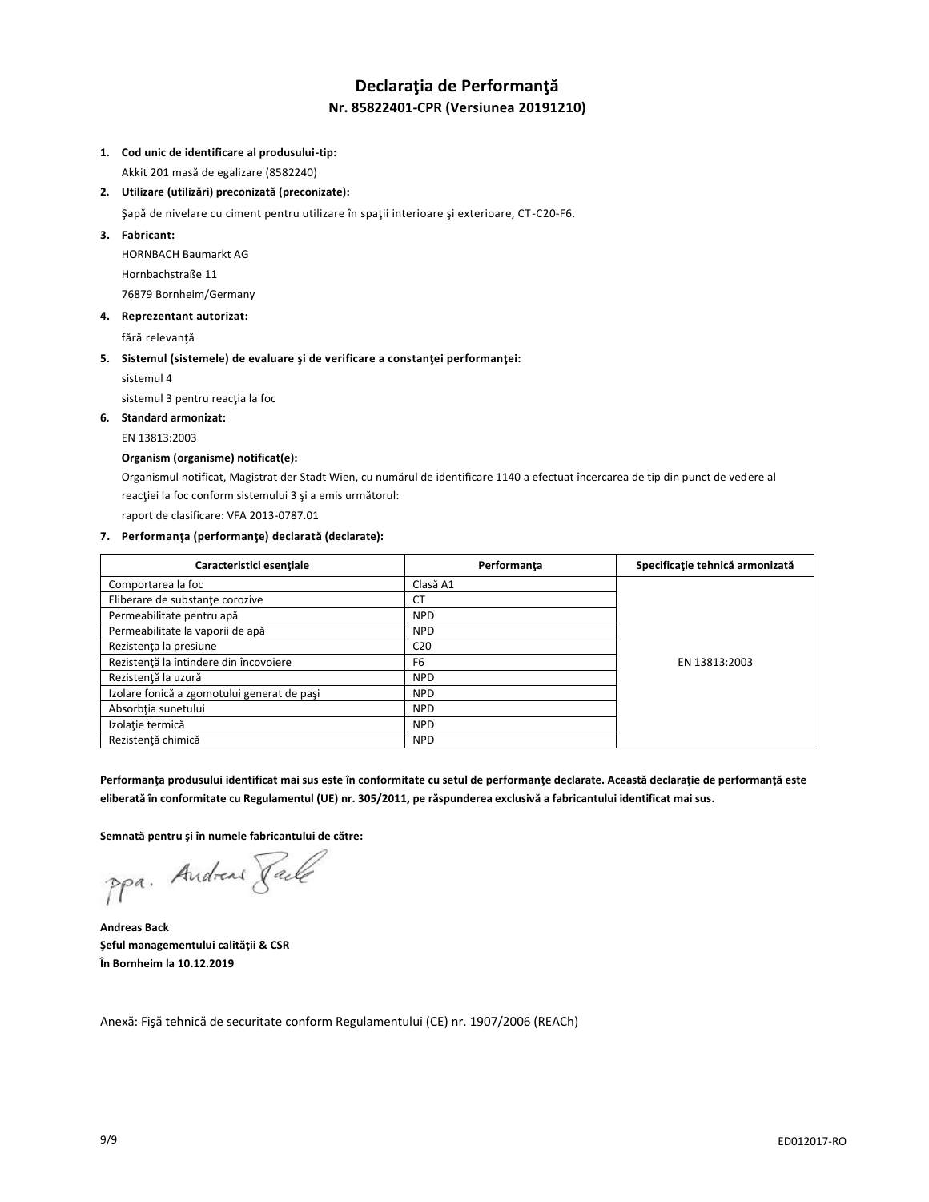# Declaraţia de Performanţă

## Nr. 85822401-CPR (Versiunea 20191210)

1. **Cod unic de identificare al produsului-tip:**

   Akkit 201 masă de egalizare (8582240)

2. **Utilizare (utilizări) preconizată (preconizate):**

   Şapă de nivelare cu ciment pentru utilizare în spaţii interioare şi exterioare, CT-C20-F6.

3. **Fabricant:**

   HORNBACH Baumarkt AG

   Hornbachstraße 11

   76879 Bornheim/Germany

4. **Reprezentant autorizat:**

   fără relevanţă

5. **Sistemul (sistemele) de evaluare şi de verificare a constanţei performanţei:**

   sistemul 4

   sistemul 3 pentru reacţia la foc

6. **Standard armonizat:**

   EN 13813:2003

   **Organism (organisme) notificat(e):**

   Organismul notificat, Magistrat der Stadt Wien, cu numărul de identificare 1140 a efectuat încercarea de tip din punct de vedere al reacţiei la foc conform sistemului 3 şi a emis următorul:

   raport de clasificare: VFA 2013-0787.01

7. **Performanţa (performanţe) declarată (declarate):**

| Caracteristici esenţiale | Performanţa | Specificaţie tehnică armonizată |
|---|---|---|
| Comportarea la foc | Clasă A1 | EN 13813:2003 |
| Eliberare de substanţe corozive | CT | |
| Permeabilitate pentru apă | NPD | |
| Permeabilitate la vaporii de apă | NPD | |
| Rezistenţa la presiune | C20 | |
| Rezistenţă la întindere din încovoiere | F6 | |
| Rezistenţă la uzură | NPD | |
| Izolare fonică a zgomotului generat de paşi | NPD | |
| Absorbţia sunetului | NPD | |
| Izolaţie termică | NPD | |
| Rezistenţă chimică | NPD | |

**Performanţa produsului identificat mai sus este în conformitate cu setul de performanţe declarate. Această declaraţie de performanţă este eliberată în conformitate cu Regulamentul (UE) nr. 305/2011, pe răspunderea exclusivă a fabricantului identificat mai sus.**

**Semnată pentru şi în numele fabricantului de către:**

ppa. Andreas Back

**Andreas Back**
**Şeful managementului calităţii & CSR**
**În Bornheim la 10.12.2019**

Anexă: Fişă tehnică de securitate conform Regulamentului (CE) nr. 1907/2006 (REACh)

ED012017-RO